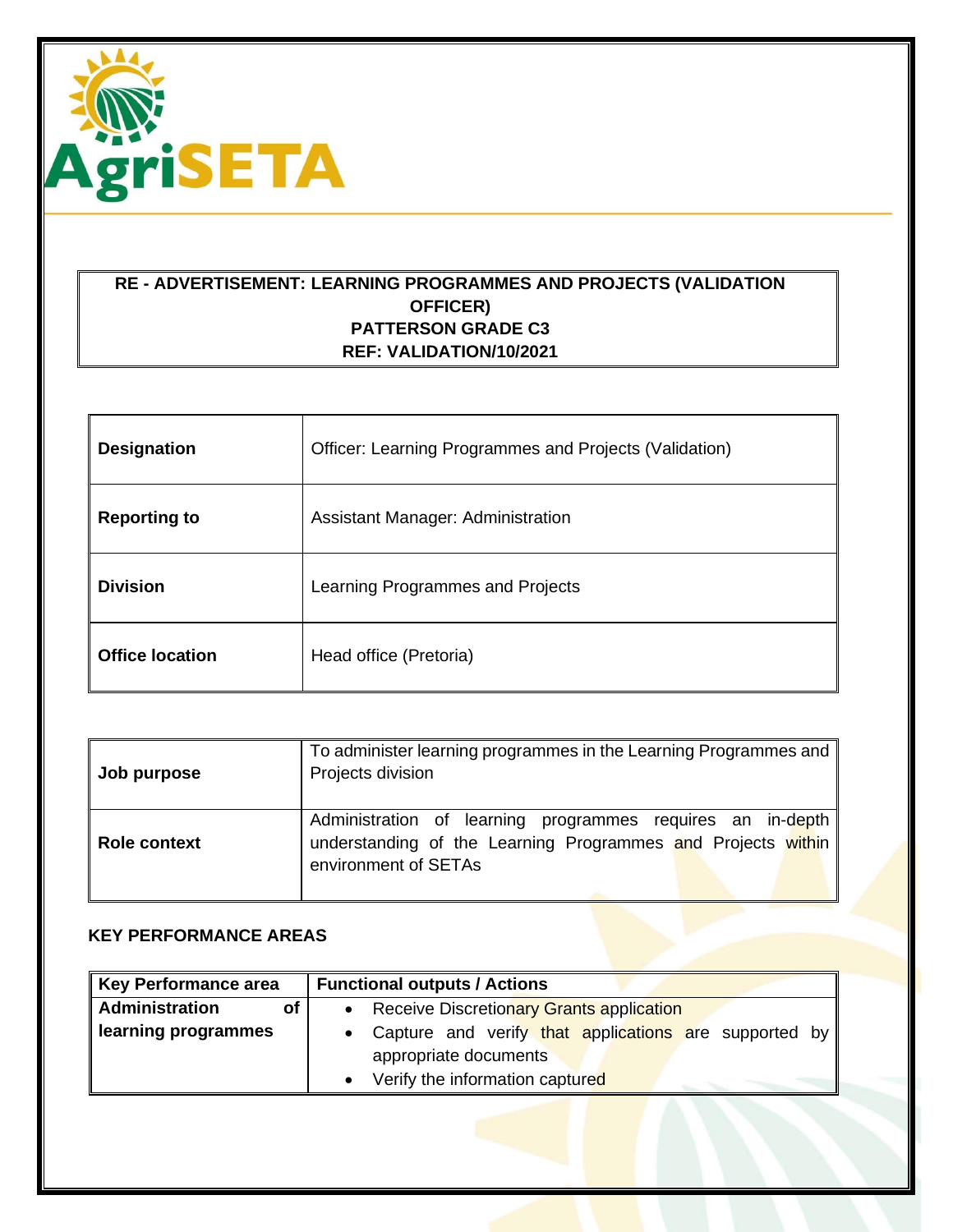AgriSETA

**RE - ADVERTISEMENT: LEARNING PROGRAMMES AND PROJECTS (VALIDATION OFFICER)**
**PATTERSON GRADE C3**
**REF: VALIDATION/10/2021**

| | |
|---|---|
| **Designation** | Officer: Learning Programmes and Projects (Validation) |
| **Reporting to** | Assistant Manager: Administration |
| **Division** | Learning Programmes and Projects |
| **Office location** | Head office (Pretoria) |

| | |
|---|---|
| **Job purpose** | To administer learning programmes in the Learning Programmes and Projects division |
| **Role context** | Administration of learning programmes requires an in-depth understanding of the Learning Programmes and Projects within environment of SETAs |

**KEY PERFORMANCE AREAS**

| Key Performance area | Functional outputs / Actions |
|---|---|
| **Administration of learning programmes** | • Receive Discretionary Grants application<br>• Capture and verify that applications are supported by appropriate documents<br>• Verify the information captured |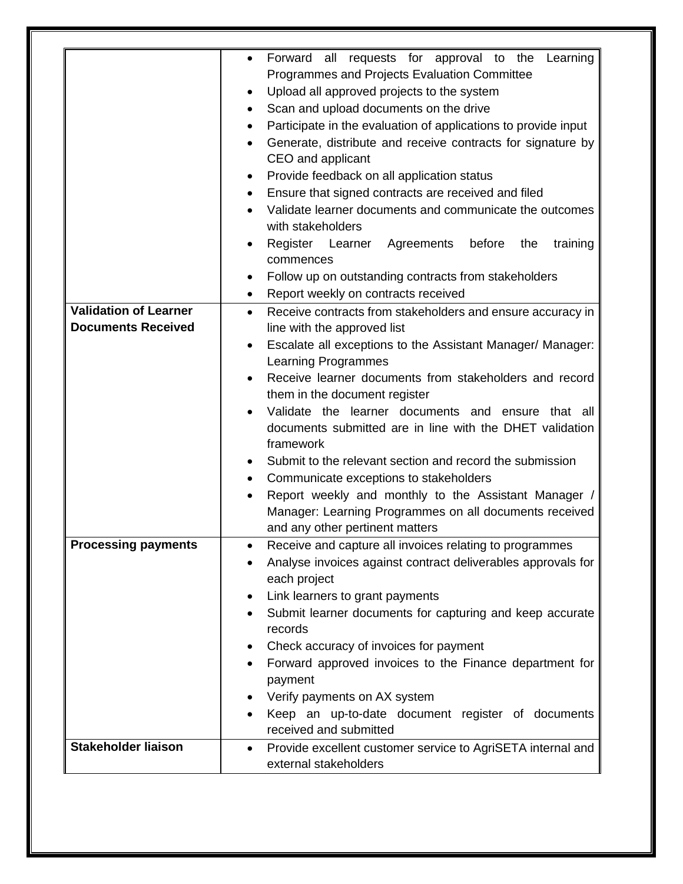| | |
|---|---|
| | • Forward all requests for approval to the Learning Programmes and Projects Evaluation Committee<br>• Upload all approved projects to the system<br>• Scan and upload documents on the drive<br>• Participate in the evaluation of applications to provide input<br>• Generate, distribute and receive contracts for signature by CEO and applicant<br>• Provide feedback on all application status<br>• Ensure that signed contracts are received and filed<br>• Validate learner documents and communicate the outcomes with stakeholders<br>• Register Learner Agreements before the training commences<br>• Follow up on outstanding contracts from stakeholders<br>• Report weekly on contracts received |
| **Validation of Learner Documents Received** | • Receive contracts from stakeholders and ensure accuracy in line with the approved list<br>• Escalate all exceptions to the Assistant Manager/ Manager: Learning Programmes<br>• Receive learner documents from stakeholders and record them in the document register<br>• Validate the learner documents and ensure that all documents submitted are in line with the DHET validation framework<br>• Submit to the relevant section and record the submission<br>• Communicate exceptions to stakeholders<br>• Report weekly and monthly to the Assistant Manager / Manager: Learning Programmes on all documents received and any other pertinent matters |
| **Processing payments** | • Receive and capture all invoices relating to programmes<br>• Analyse invoices against contract deliverables approvals for each project<br>• Link learners to grant payments<br>• Submit learner documents for capturing and keep accurate records<br>• Check accuracy of invoices for payment<br>• Forward approved invoices to the Finance department for payment<br>• Verify payments on AX system<br>• Keep an up-to-date document register of documents received and submitted |
| **Stakeholder liaison** | • Provide excellent customer service to AgriSETA internal and external stakeholders |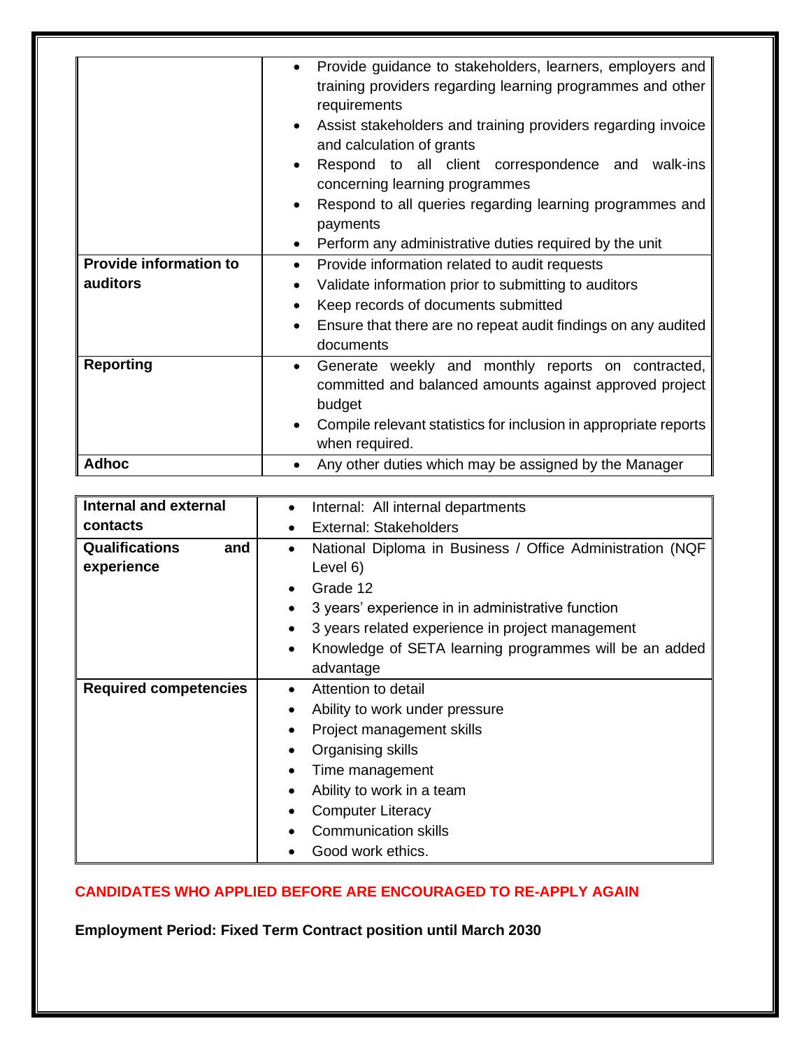| | |
|---|---|
| | • Provide guidance to stakeholders, learners, employers and training providers regarding learning programmes and other requirements<br>• Assist stakeholders and training providers regarding invoice and calculation of grants<br>• Respond to all client correspondence and walk-ins concerning learning programmes<br>• Respond to all queries regarding learning programmes and payments<br>• Perform any administrative duties required by the unit |
| **Provide information to auditors** | • Provide information related to audit requests<br>• Validate information prior to submitting to auditors<br>• Keep records of documents submitted<br>• Ensure that there are no repeat audit findings on any audited documents |
| **Reporting** | • Generate weekly and monthly reports on contracted, committed and balanced amounts against approved project budget<br>• Compile relevant statistics for inclusion in appropriate reports when required. |
| **Adhoc** | • Any other duties which may be assigned by the Manager |

| | |
|---|---|
| **Internal and external contacts** | • Internal: All internal departments<br>• External: Stakeholders |
| **Qualifications and experience** | • National Diploma in Business / Office Administration (NQF Level 6)<br>• Grade 12<br>• 3 years' experience in in administrative function<br>• 3 years related experience in project management<br>• Knowledge of SETA learning programmes will be an added advantage |
| **Required competencies** | • Attention to detail<br>• Ability to work under pressure<br>• Project management skills<br>• Organising skills<br>• Time management<br>• Ability to work in a team<br>• Computer Literacy<br>• Communication skills<br>• Good work ethics. |

**CANDIDATES WHO APPLIED BEFORE ARE ENCOURAGED TO RE-APPLY AGAIN**

**Employment Period: Fixed Term Contract position until March 2030**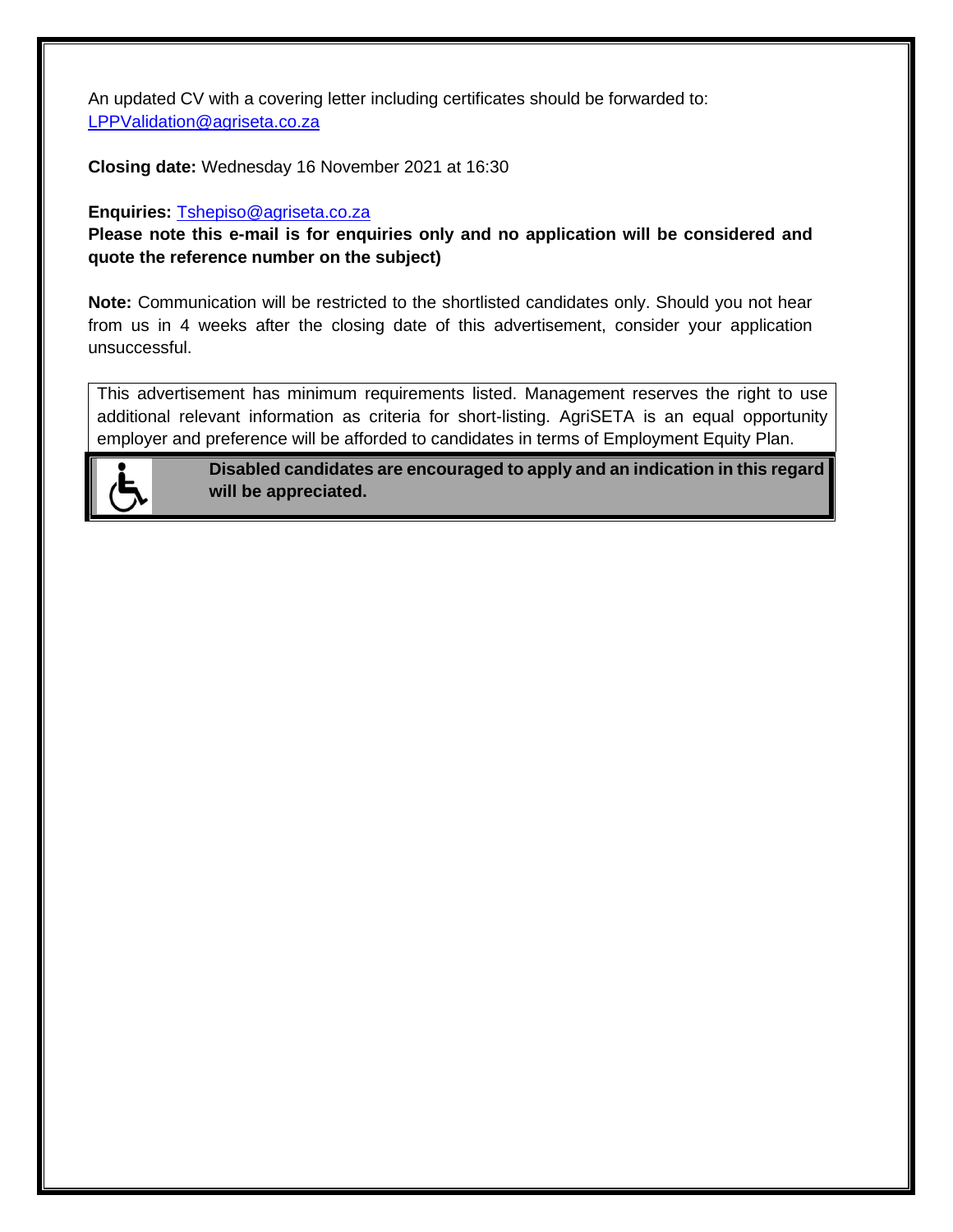An updated CV with a covering letter including certificates should be forwarded to: [LPPValidation@agriseta.co.za](mailto:LPPValidation@agriseta.co.za)

**Closing date:** Wednesday 16 November 2021 at 16:30

**Enquiries:** [Tshepiso@agriseta.co.za](mailto:Tshepiso@agriseta.co.za)
**Please note this e-mail is for enquiries only and no application will be considered and quote the reference number on the subject)**

**Note:** Communication will be restricted to the shortlisted candidates only. Should you not hear from us in 4 weeks after the closing date of this advertisement, consider your application unsuccessful.

This advertisement has minimum requirements listed. Management reserves the right to use additional relevant information as criteria for short-listing. AgriSETA is an equal opportunity employer and preference will be afforded to candidates in terms of Employment Equity Plan.

**Disabled candidates are encouraged to apply and an indication in this regard will be appreciated.**